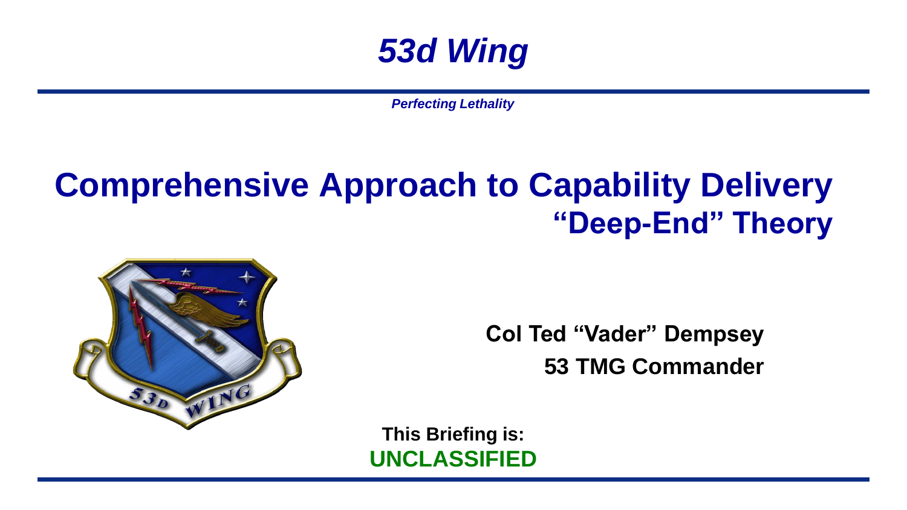# *53d Wing*

***Perfecting Lethality***

# Comprehensive Approach to Capability Delivery
## "Deep-End" Theory

**Col Ted "Vader" Dempsey**
**53 TMG Commander**

**This Briefing is:**
**UNCLASSIFIED**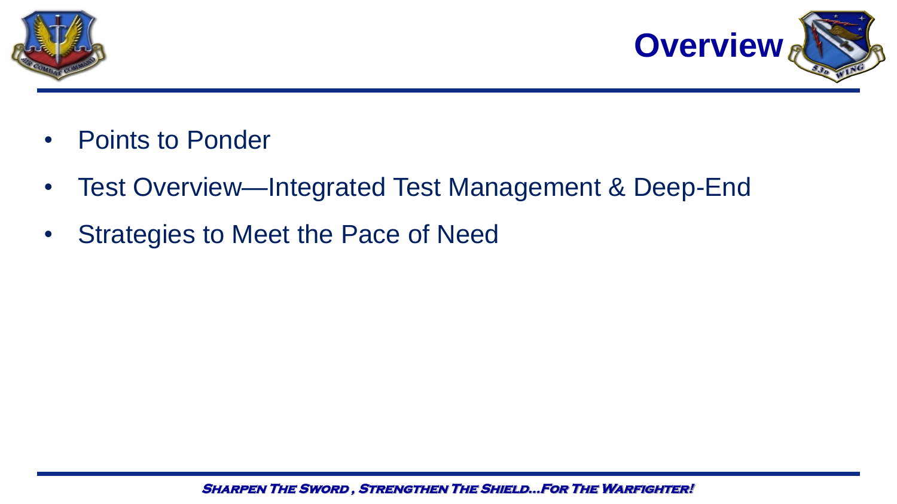# Overview

- Points to Ponder
- Test Overview—Integrated Test Management & Deep-End
- Strategies to Meet the Pace of Need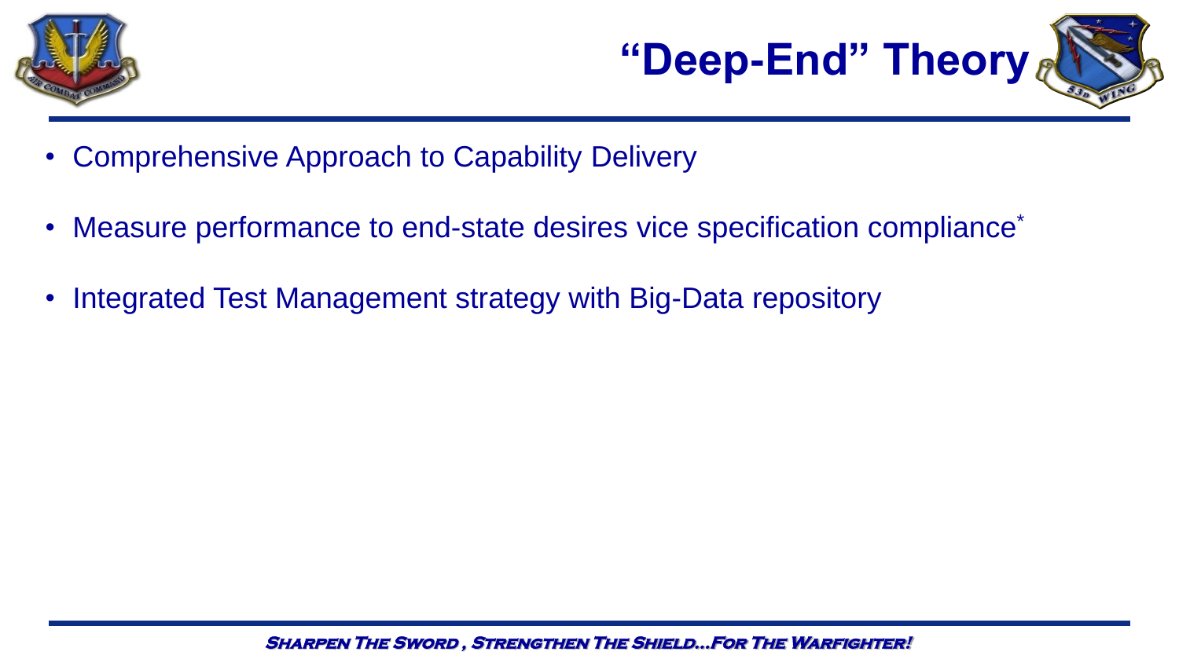# “Deep-End” Theory

- Comprehensive Approach to Capability Delivery
- Measure performance to end-state desires vice specification compliance*
- Integrated Test Management strategy with Big-Data repository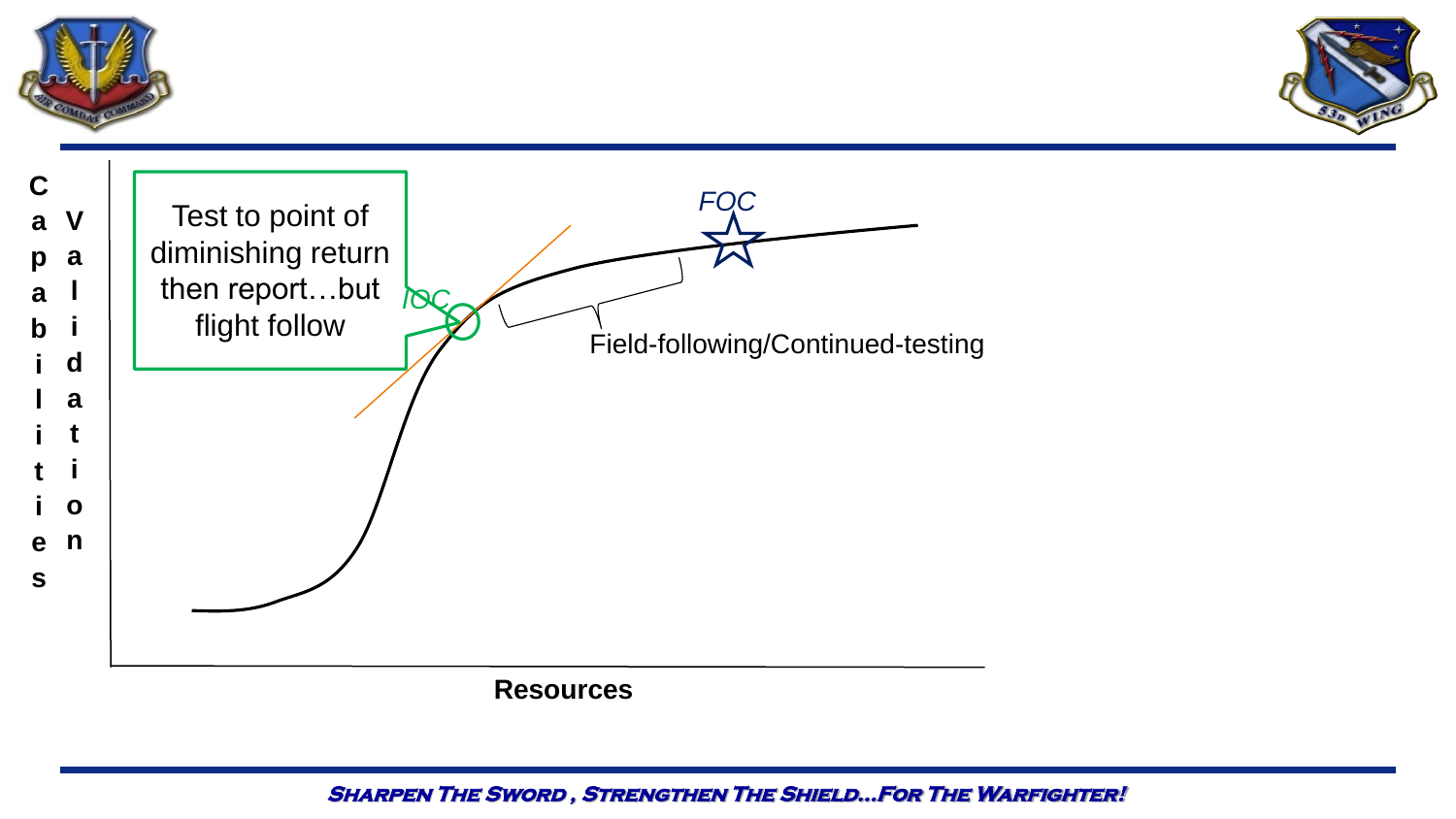Capabilities Validation

Test to point of diminishing return then report…but flight follow

IOC

FOC

Field-following/Continued-testing

Resources

***Sharpen The Sword , Strengthen The Shield…For The Warfighter!***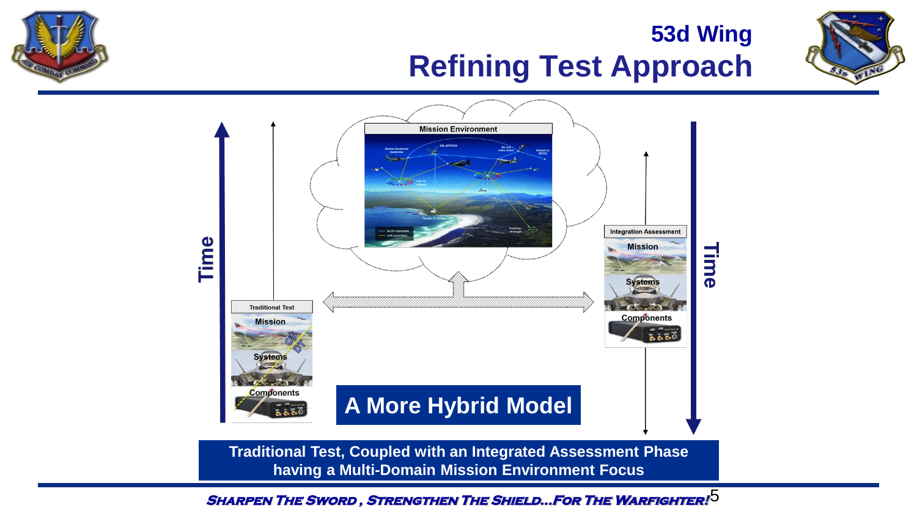## 53d Wing

# Refining Test Approach

Mission Environment

Time

Traditional Test

Mission

OT

DT

Systems

Components

Integration Assessment

Mission

Systems

Components

Time

**A More Hybrid Model**

**Traditional Test, Coupled with an Integrated Assessment Phase having a Multi-Domain Mission Environment Focus**

*Sharpen The Sword, Strengthen The Shield...For The Warfighter!*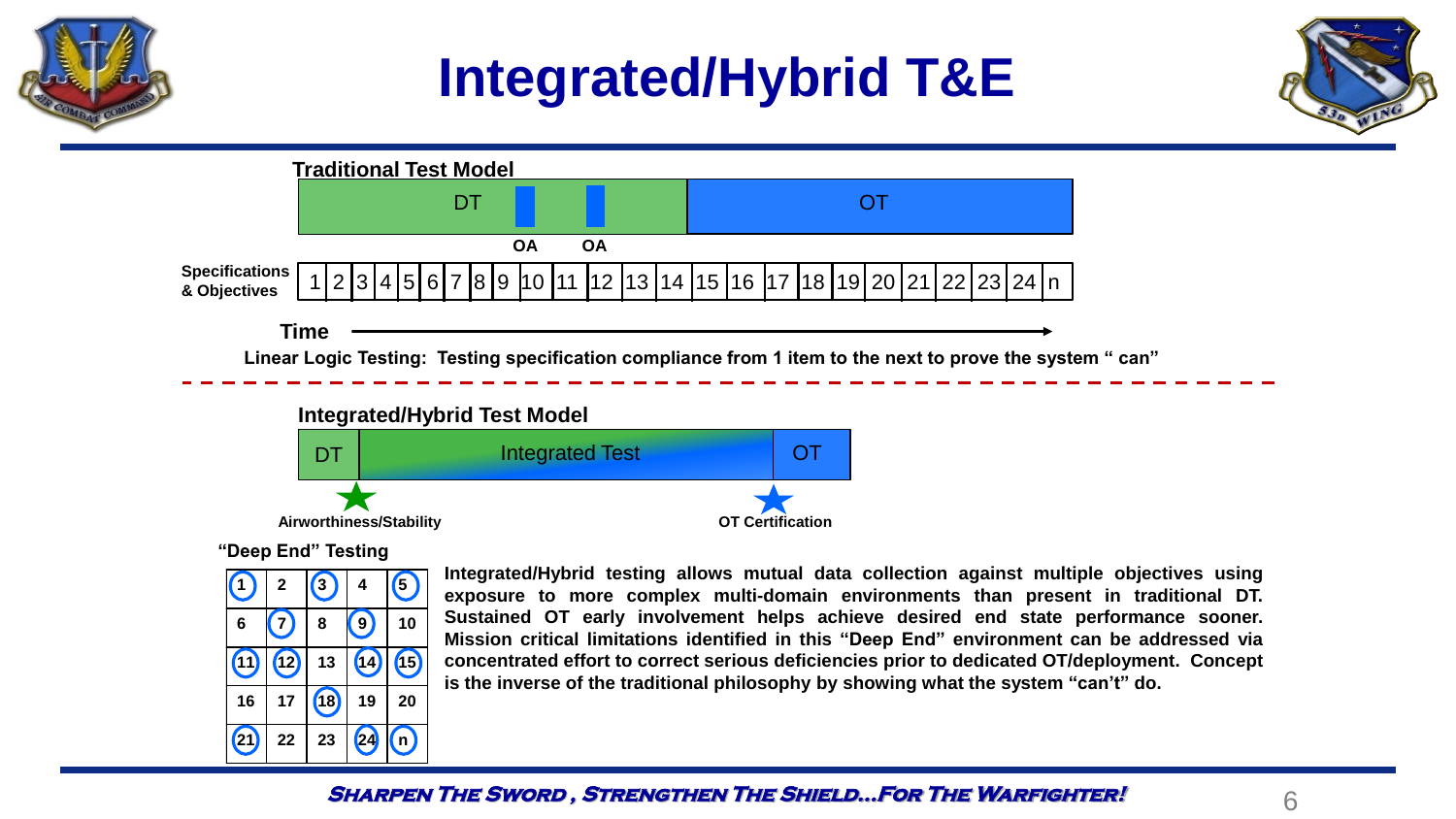# Integrated/Hybrid T&E

**Traditional Test Model**

DT

OA OA

OT

**Specifications & Objectives**

| | | | | | | | | | | | | | | | | | | | | | | | | |
|---|---|---|---|---|---|---|---|---|---|---|---|---|---|---|---|---|---|---|---|---|---|---|---|---|
| 1 | 2 | 3 | 4 | 5 | 6 | 7 | 8 | 9 | 10 | 11 | 12 | 13 | 14 | 15 | 16 | 17 | 18 | 19 | 20 | 21 | 22 | 23 | 24 | n |

**Time**

**Linear Logic Testing: Testing specification compliance from 1 item to the next to prove the system " can"**

**Integrated/Hybrid Test Model**

DT | Integrated Test | OT

**Airworthiness/Stability**

**OT Certification**

**"Deep End" Testing**

| | | | | |
|---|---|---|---|---|
| 1 | 2 | 3 | 4 | 5 |
| 6 | 7 | 8 | 9 | 10 |
| 11 | 12 | 13 | 14 | 15 |
| 16 | 17 | 18 | 19 | 20 |
| 21 | 22 | 23 | 24 | n |

**Integrated/Hybrid testing allows mutual data collection against multiple objectives using exposure to more complex multi-domain environments than present in traditional DT. Sustained OT early involvement helps achieve desired end state performance sooner. Mission critical limitations identified in this "Deep End" environment can be addressed via concentrated effort to correct serious deficiencies prior to dedicated OT/deployment. Concept is the inverse of the traditional philosophy by showing what the system "can't" do.**

***Sharpen The Sword , Strengthen The Shield…For The Warfighter!***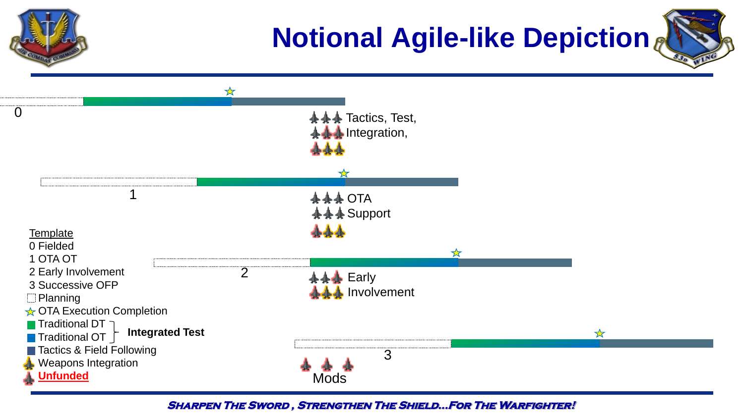# Notional Agile-like Depiction

0

Tactics, Test,
Integration,

1

OTA
Support

2

Early
Involvement

3

Mods

Template
0 Fielded
1 OTA OT
2 Early Involvement
3 Successive OFP
Planning
OTA Execution Completion
Traditional DT
Traditional OT
**Integrated Test**
Tactics & Field Following
Weapons Integration
**Unfunded**

***Sharpen The Sword , Strengthen The Shield…For The Warfighter!***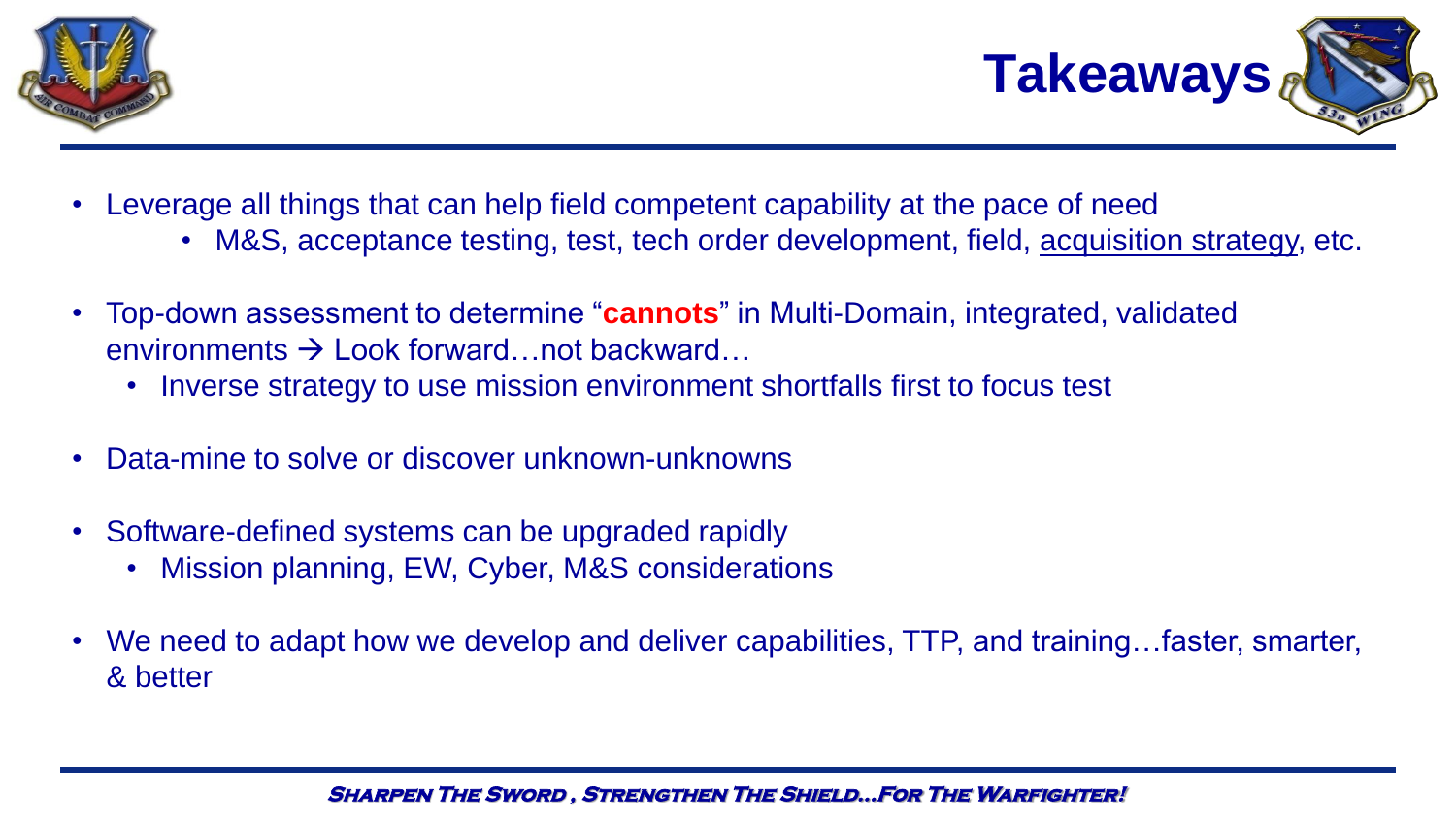# Takeaways

- Leverage all things that can help field competent capability at the pace of need
  - M&S, acceptance testing, test, tech order development, field, acquisition strategy, etc.
- Top-down assessment to determine "**cannots**" in Multi-Domain, integrated, validated environments → Look forward…not backward…
  - Inverse strategy to use mission environment shortfalls first to focus test
- Data-mine to solve or discover unknown-unknowns
- Software-defined systems can be upgraded rapidly
  - Mission planning, EW, Cyber, M&S considerations
- We need to adapt how we develop and deliver capabilities, TTP, and training…faster, smarter, & better

***Sharpen The Sword , Strengthen The Shield…For The Warfighter!***